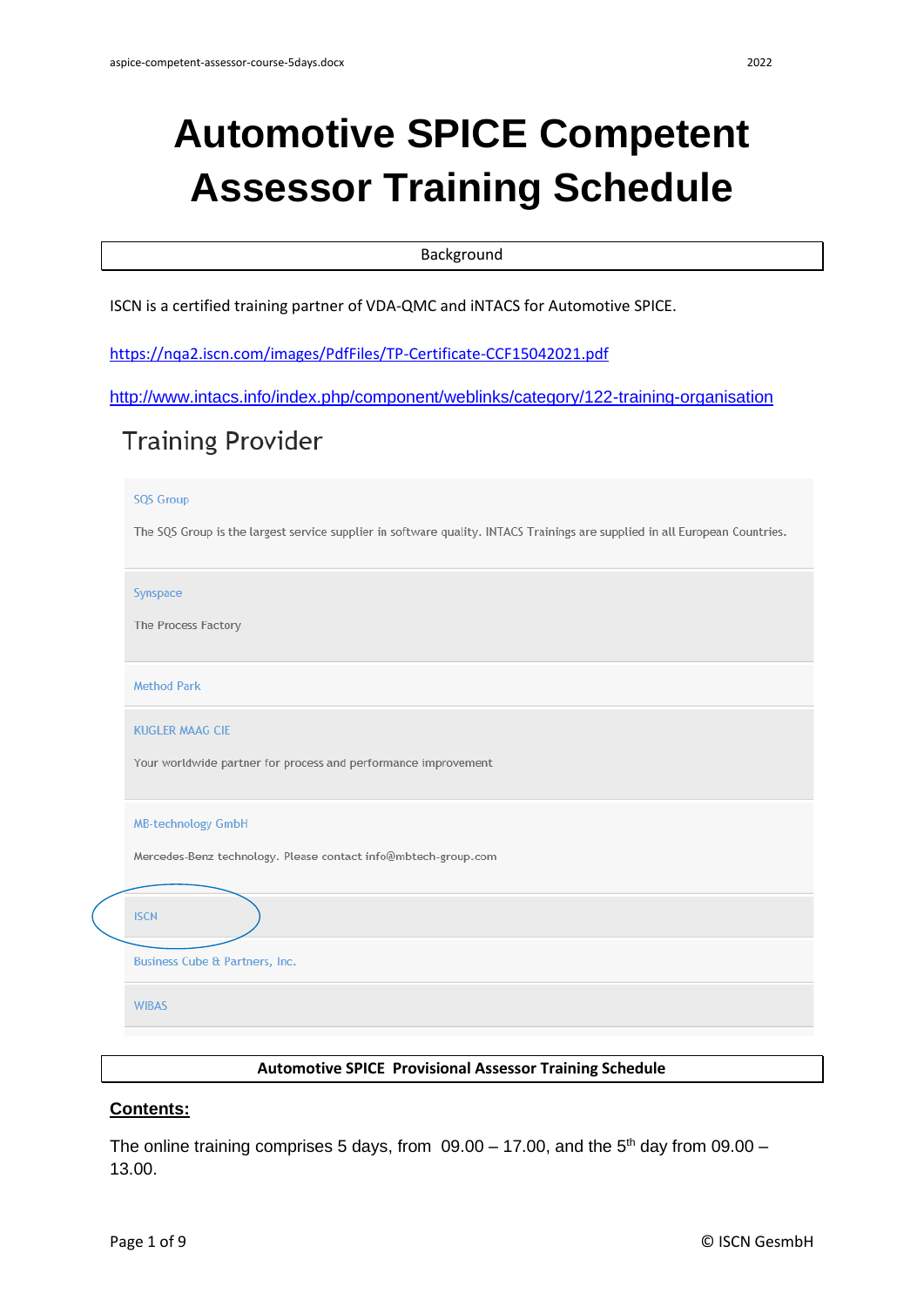# Automotive SPICE Competent Assessor Training Schedule

**Background**

ISCN is a certified training partner of VDA-QMC and iNTACS for Automotive SPICE.

https://nqa2.iscn.com/images/PdfFiles/TP-Certificate-CCF15042021.pdf

http://www.intacs.info/index.php/component/weblinks/category/122-training-organisation

## Training Provider

SQS Group

The SQS Group is the largest service supplier in software quality. INTACS Trainings are supplied in all European Countries.

Synspace

The Process Factory

Method Park

KUGLER MAAG CIE

Your worldwide partner for process and performance improvement

MB-technology GmbH

Mercedes-Benz technology. Please contact info@mbtech-group.com

ISCN

Business Cube & Partners, Inc.

WIBAS

**Automotive SPICE Provisional Assessor Training Schedule**

**Contents:**

The online training comprises 5 days, from 09.00 – 17.00, and the 5th day from 09.00 – 13.00.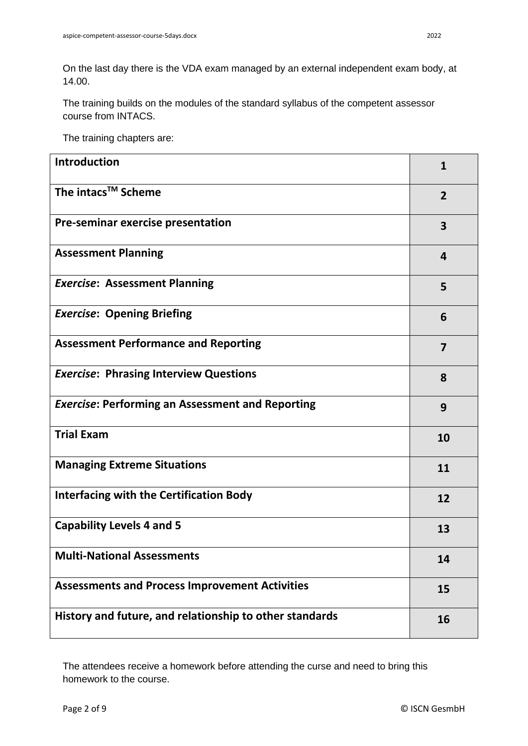On the last day there is the VDA exam managed by an external independent exam body, at 14.00.

The training builds on the modules of the standard syllabus of the competent assessor course from INTACS.

The training chapters are:

| | |
|---|---|
| **Introduction** | **1** |
| **The intacs™ Scheme** | **2** |
| **Pre-seminar exercise presentation** | **3** |
| **Assessment Planning** | **4** |
| ***Exercise*: Assessment Planning** | **5** |
| ***Exercise*: Opening Briefing** | **6** |
| **Assessment Performance and Reporting** | **7** |
| ***Exercise*: Phrasing Interview Questions** | **8** |
| ***Exercise*: Performing an Assessment and Reporting** | **9** |
| **Trial Exam** | **10** |
| **Managing Extreme Situations** | **11** |
| **Interfacing with the Certification Body** | **12** |
| **Capability Levels 4 and 5** | **13** |
| **Multi-National Assessments** | **14** |
| **Assessments and Process Improvement Activities** | **15** |
| **History and future, and relationship to other standards** | **16** |

The attendees receive a homework before attending the curse and need to bring this homework to the course.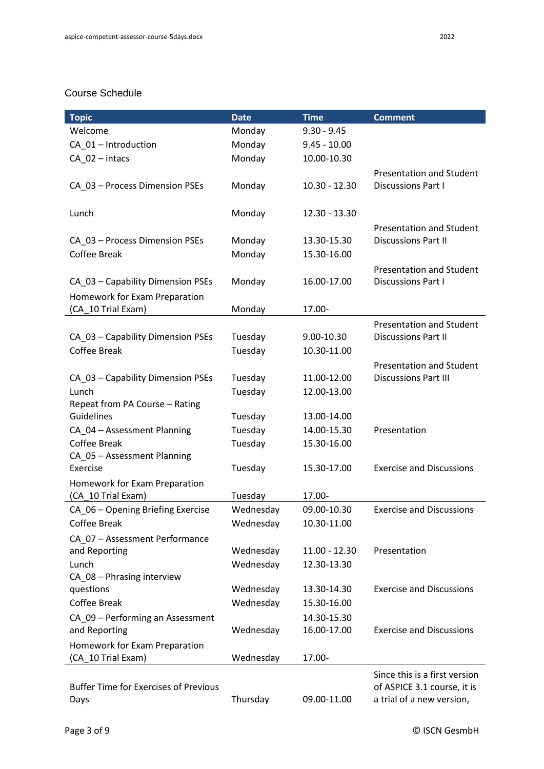Course Schedule

| Topic | Date | Time | Comment |
|---|---|---|---|
| Welcome | Monday | 9.30 - 9.45 | |
| CA_01 – Introduction | Monday | 9.45 - 10.00 | |
| CA_02 – intacs | Monday | 10.00-10.30 | |
| CA_03 – Process Dimension PSEs | Monday | 10.30 - 12.30 | Presentation and Student Discussions Part I |
| Lunch | Monday | 12.30 - 13.30 | |
| CA_03 – Process Dimension PSEs | Monday | 13.30-15.30 | Presentation and Student Discussions Part II |
| Coffee Break | Monday | 15.30-16.00 | |
| CA_03 – Capability Dimension PSEs | Monday | 16.00-17.00 | Presentation and Student Discussions Part I |
| Homework for Exam Preparation (CA_10 Trial Exam) | Monday | 17.00- | |
| CA_03 – Capability Dimension PSEs | Tuesday | 9.00-10.30 | Presentation and Student Discussions Part II |
| Coffee Break | Tuesday | 10.30-11.00 | |
| CA_03 – Capability Dimension PSEs | Tuesday | 11.00-12.00 | Presentation and Student Discussions Part III |
| Lunch | Tuesday | 12.00-13.00 | |
| Repeat from PA Course – Rating Guidelines | Tuesday | 13.00-14.00 | |
| CA_04 – Assessment Planning | Tuesday | 14.00-15.30 | Presentation |
| Coffee Break | Tuesday | 15.30-16.00 | |
| CA_05 – Assessment Planning Exercise | Tuesday | 15.30-17.00 | Exercise and Discussions |
| Homework for Exam Preparation (CA_10 Trial Exam) | Tuesday | 17.00- | |
| CA_06 – Opening Briefing Exercise | Wednesday | 09.00-10.30 | Exercise and Discussions |
| Coffee Break | Wednesday | 10.30-11.00 | |
| CA_07 – Assessment Performance and Reporting | Wednesday | 11.00 - 12.30 | Presentation |
| Lunch | Wednesday | 12.30-13.30 | |
| CA_08 – Phrasing interview questions | Wednesday | 13.30-14.30 | Exercise and Discussions |
| Coffee Break | Wednesday | 15.30-16.00 | |
| CA_09 – Performing an Assessment and Reporting | Wednesday | 14.30-15.30 16.00-17.00 | Exercise and Discussions |
| Homework for Exam Preparation (CA_10 Trial Exam) | Wednesday | 17.00- | |
| Buffer Time for Exercises of Previous Days | Thursday | 09.00-11.00 | Since this is a first version of ASPICE 3.1 course, it is a trial of a new version, |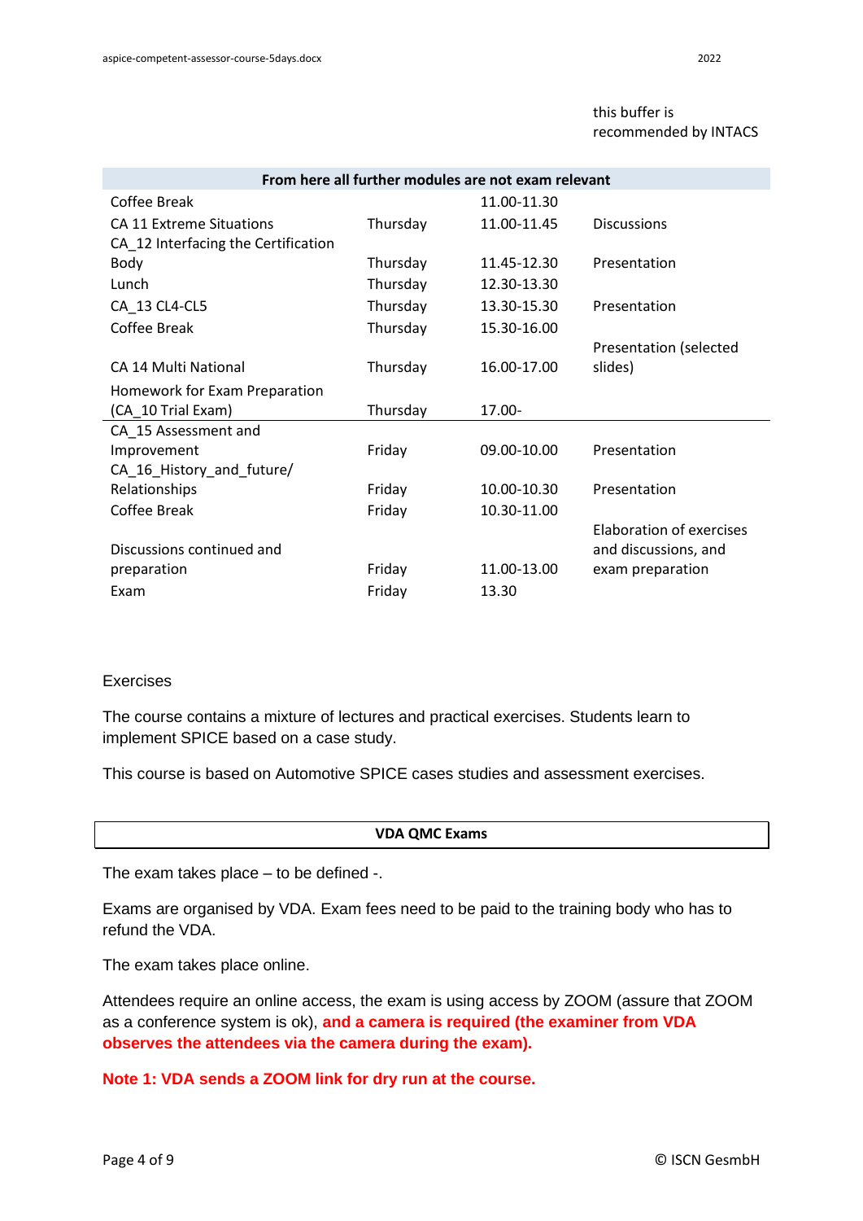this buffer is recommended by INTACS

| From here all further modules are not exam relevant | | | |
|---|---|---|---|
| Coffee Break | | 11.00-11.30 | |
| CA 11 Extreme Situations | Thursday | 11.00-11.45 | Discussions |
| CA_12 Interfacing the Certification Body | Thursday | 11.45-12.30 | Presentation |
| Lunch | Thursday | 12.30-13.30 | |
| CA_13 CL4-CL5 | Thursday | 13.30-15.30 | Presentation |
| Coffee Break | Thursday | 15.30-16.00 | |
| CA 14 Multi National | Thursday | 16.00-17.00 | Presentation (selected slides) |
| Homework for Exam Preparation (CA_10 Trial Exam) | Thursday | 17.00- | |
| CA_15 Assessment and Improvement | Friday | 09.00-10.00 | Presentation |
| CA_16_History_and_future/ Relationships | Friday | 10.00-10.30 | Presentation |
| Coffee Break | Friday | 10.30-11.00 | |
| Discussions continued and preparation | Friday | 11.00-13.00 | Elaboration of exercises and discussions, and exam preparation |
| Exam | Friday | 13.30 | |

Exercises

The course contains a mixture of lectures and practical exercises. Students learn to implement SPICE based on a case study.

This course is based on Automotive SPICE cases studies and assessment exercises.

**VDA QMC Exams**

The exam takes place – to be defined -.

Exams are organised by VDA. Exam fees need to be paid to the training body who has to refund the VDA.

The exam takes place online.

Attendees require an online access, the exam is using access by ZOOM (assure that ZOOM as a conference system is ok), **and a camera is required (the examiner from VDA observes the attendees via the camera during the exam).**

**Note 1: VDA sends a ZOOM link for dry run at the course.**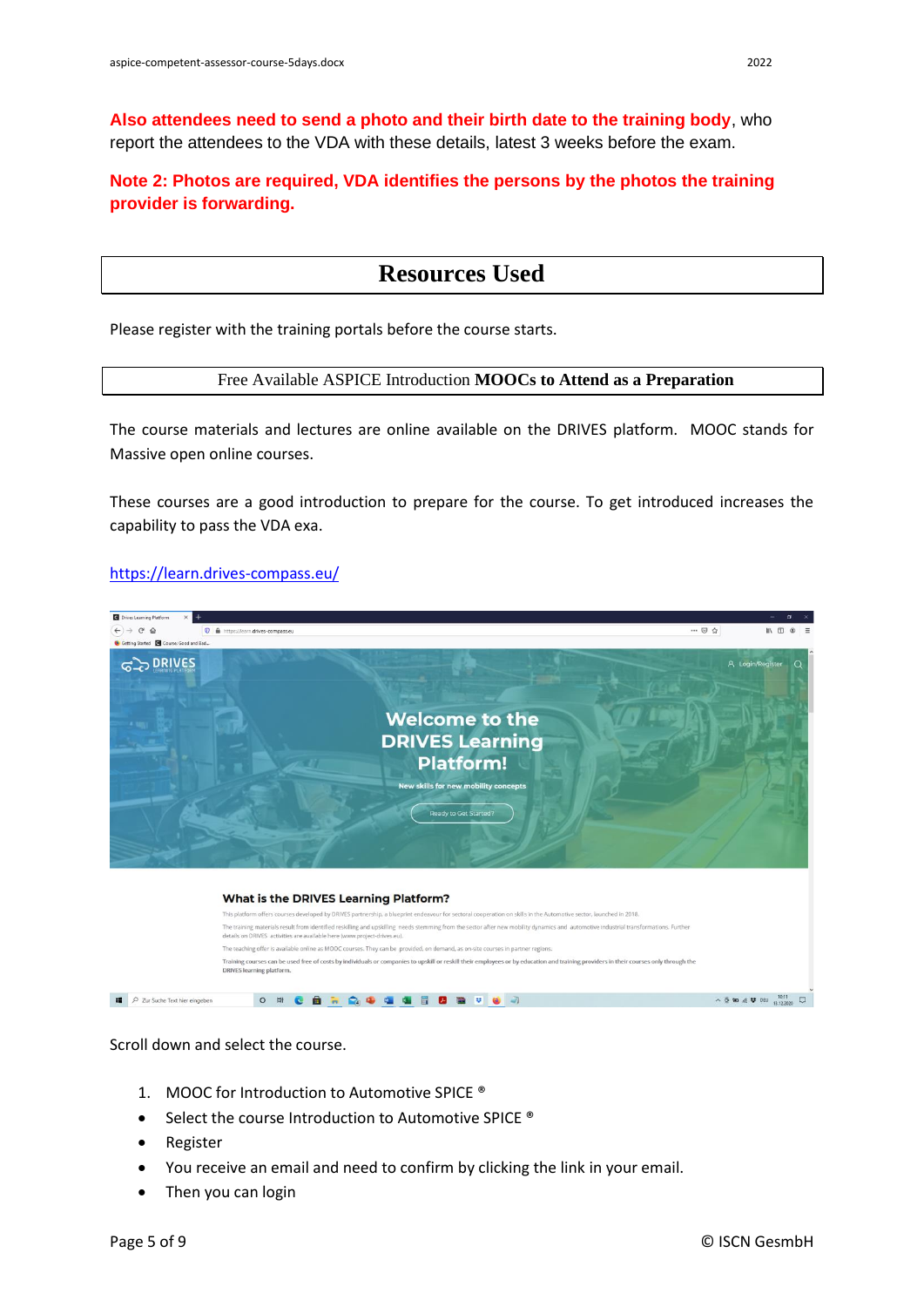**Also attendees need to send a photo and their birth date to the training body**, who report the attendees to the VDA with these details, latest 3 weeks before the exam.

**Note 2: Photos are required, VDA identifies the persons by the photos the training provider is forwarding.**

# Resources Used

Please register with the training portals before the course starts.

## Free Available ASPICE Introduction **MOOCs to Attend as a Preparation**

The course materials and lectures are online available on the DRIVES platform. MOOC stands for Massive open online courses.

These courses are a good introduction to prepare for the course. To get introduced increases the capability to pass the VDA exa.

https://learn.drives-compass.eu/

Scroll down and select the course.

1. MOOC for Introduction to Automotive SPICE ®

- Select the course Introduction to Automotive SPICE ®
- Register
- You receive an email and need to confirm by clicking the link in your email.
- Then you can login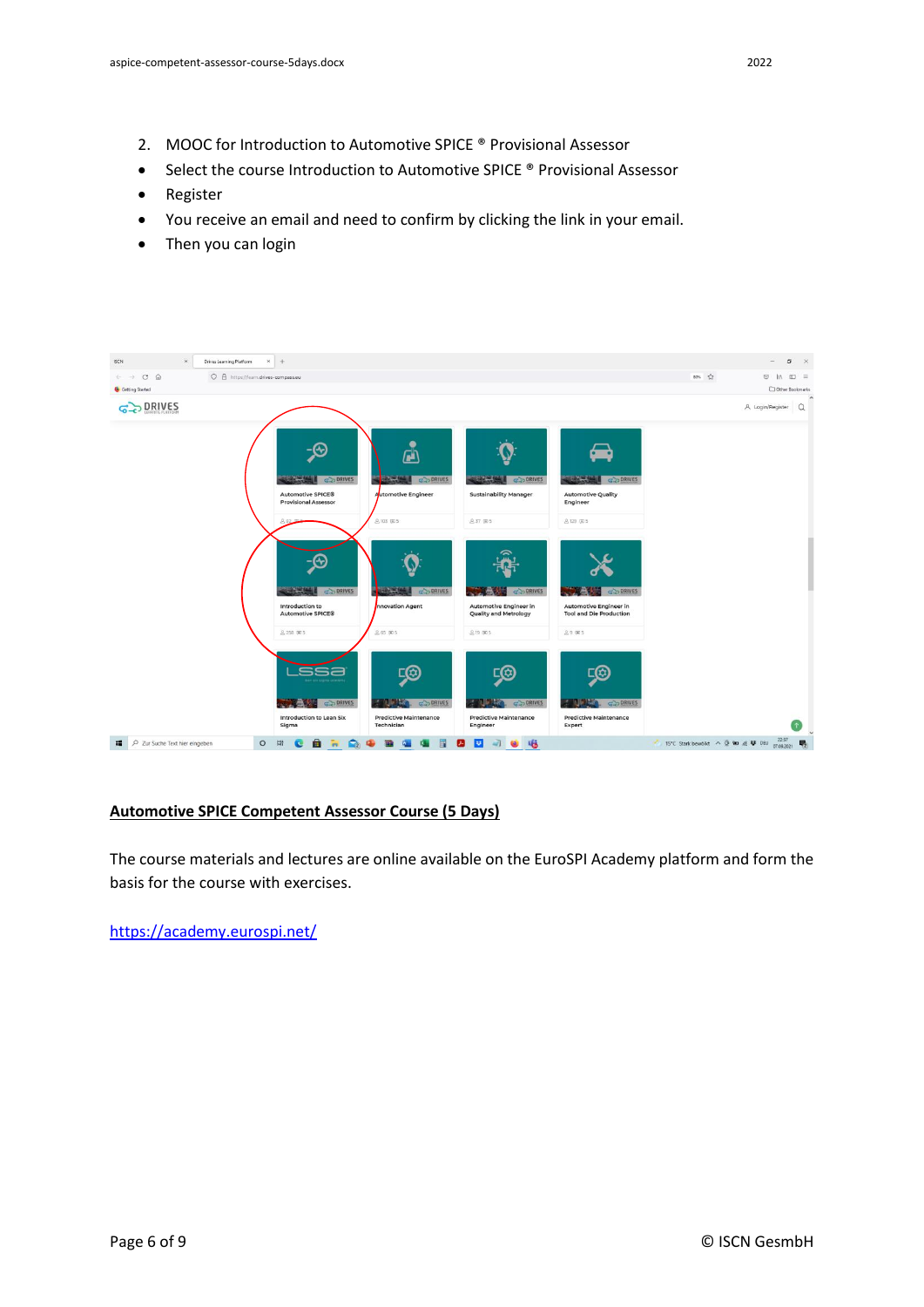2. MOOC for Introduction to Automotive SPICE ® Provisional Assessor

- Select the course Introduction to Automotive SPICE ® Provisional Assessor
- Register
- You receive an email and need to confirm by clicking the link in your email.
- Then you can login

## Automotive SPICE Competent Assessor Course (5 Days)

The course materials and lectures are online available on the EuroSPI Academy platform and form the basis for the course with exercises.

https://academy.eurospi.net/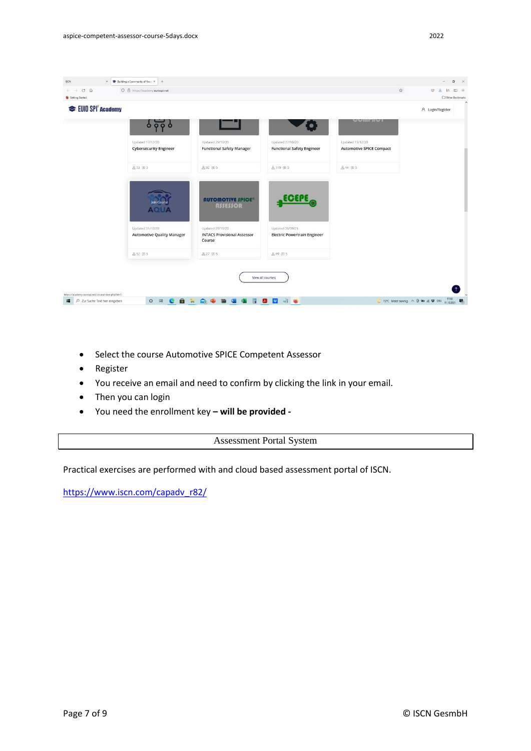- Select the course Automotive SPICE Competent Assessor
- Register
- You receive an email and need to confirm by clicking the link in your email.
- Then you can login
- You need the enrollment key **– will be provided -**

## Assessment Portal System

Practical exercises are performed with and cloud based assessment portal of ISCN.

[https://www.iscn.com/capadv_r82/](https://www.iscn.com/capadv_r82/)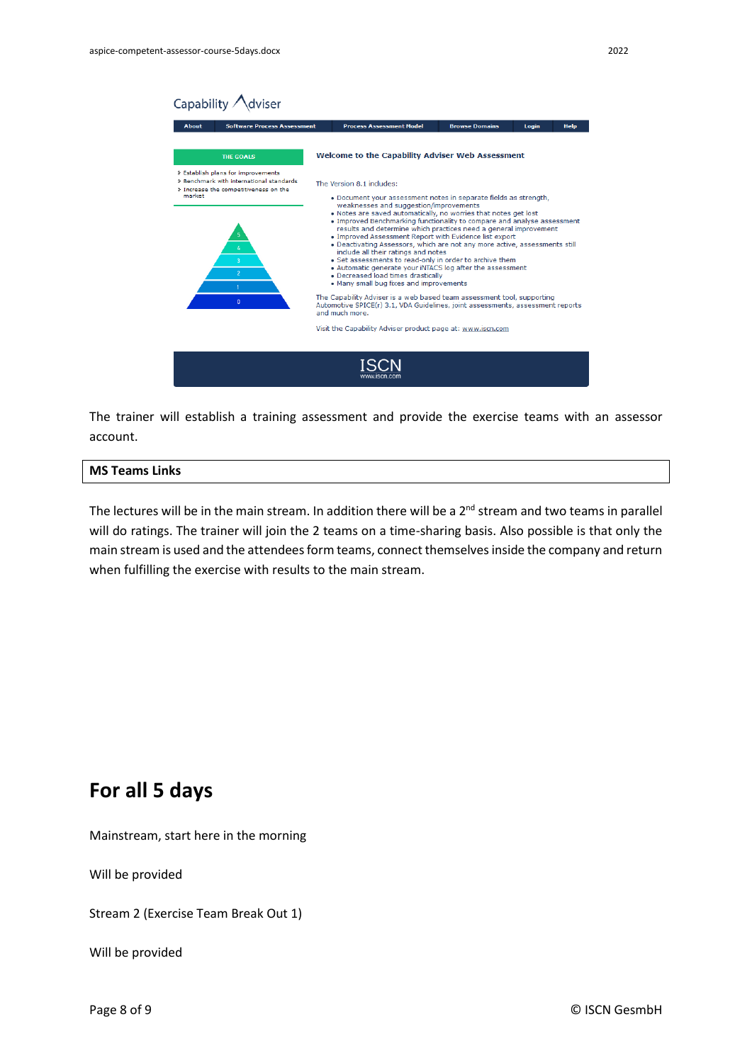The trainer will establish a training assessment and provide the exercise teams with an assessor account.

| MS Teams Links |
| --- |

The lectures will be in the main stream. In addition there will be a 2nd stream and two teams in parallel will do ratings. The trainer will join the 2 teams on a time-sharing basis. Also possible is that only the main stream is used and the attendees form teams, connect themselves inside the company and return when fulfilling the exercise with results to the main stream.

## For all 5 days

Mainstream, start here in the morning

Will be provided

Stream 2 (Exercise Team Break Out 1)

Will be provided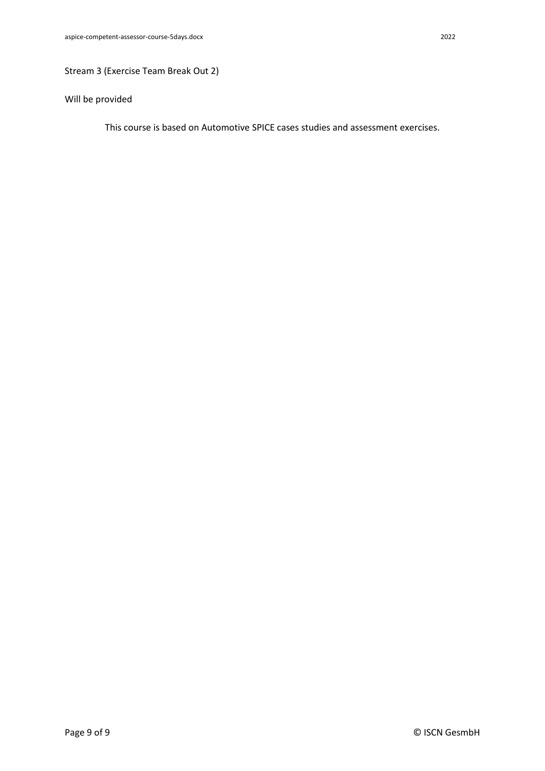Stream 3 (Exercise Team Break Out 2)

Will be provided

This course is based on Automotive SPICE cases studies and assessment exercises.